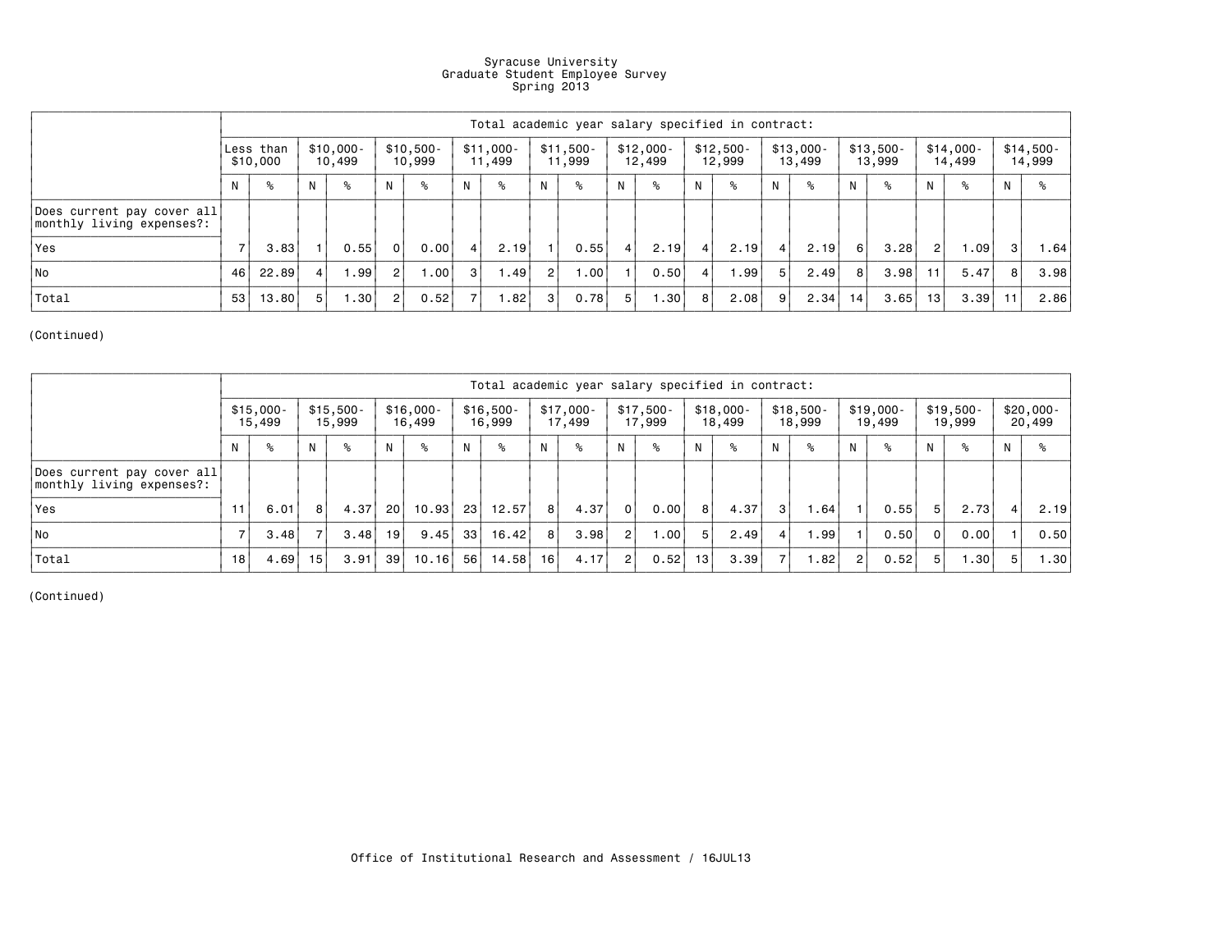# Syracuse University
## Graduate Student Employee Survey
### Spring 2013

| | Total academic year salary specified in contract: | | | | | | | | | | | | | | | | | | | | | |
|---|---|---|---|---|---|---|---|---|---|---|---|---|---|---|---|---|---|---|---|---|---|---|
| | Less than $10,000 | | $10,000-10,499 | | $10,500-10,999 | | $11,000-11,499 | | $11,500-11,999 | | $12,000-12,499 | | $12,500-12,999 | | $13,000-13,499 | | $13,500-13,999 | | $14,000-14,499 | | $14,500-14,999 | |
| | N | % | N | % | N | % | N | % | N | % | N | % | N | % | N | % | N | % | N | % | N | % |
| Does current pay cover all monthly living expenses?: | | | | | | | | | | | | | | | | | | | | | | |
| Yes | 7 | 3.83 | 1 | 0.55 | 0 | 0.00 | 4 | 2.19 | 1 | 0.55 | 4 | 2.19 | 4 | 2.19 | 4 | 2.19 | 6 | 3.28 | 2 | 1.09 | 3 | 1.64 |
| No | 46 | 22.89 | 4 | 1.99 | 2 | 1.00 | 3 | 1.49 | 2 | 1.00 | 1 | 0.50 | 4 | 1.99 | 5 | 2.49 | 8 | 3.98 | 11 | 5.47 | 8 | 3.98 |
| Total | 53 | 13.80 | 5 | 1.30 | 2 | 0.52 | 7 | 1.82 | 3 | 0.78 | 5 | 1.30 | 8 | 2.08 | 9 | 2.34 | 14 | 3.65 | 13 | 3.39 | 11 | 2.86 |

(Continued)

| | Total academic year salary specified in contract: | | | | | | | | | | | | | | | | | | | | | |
|---|---|---|---|---|---|---|---|---|---|---|---|---|---|---|---|---|---|---|---|---|---|---|
| | $15,000-15,499 | | $15,500-15,999 | | $16,000-16,499 | | $16,500-16,999 | | $17,000-17,499 | | $17,500-17,999 | | $18,000-18,499 | | $18,500-18,999 | | $19,000-19,499 | | $19,500-19,999 | | $20,000-20,499 | |
| | N | % | N | % | N | % | N | % | N | % | N | % | N | % | N | % | N | % | N | % | N | % |
| Does current pay cover all monthly living expenses?: | | | | | | | | | | | | | | | | | | | | | | |
| Yes | 11 | 6.01 | 8 | 4.37 | 20 | 10.93 | 23 | 12.57 | 8 | 4.37 | 0 | 0.00 | 8 | 4.37 | 3 | 1.64 | 1 | 0.55 | 5 | 2.73 | 4 | 2.19 |
| No | 7 | 3.48 | 7 | 3.48 | 19 | 9.45 | 33 | 16.42 | 8 | 3.98 | 2 | 1.00 | 5 | 2.49 | 4 | 1.99 | 1 | 0.50 | 0 | 0.00 | 1 | 0.50 |
| Total | 18 | 4.69 | 15 | 3.91 | 39 | 10.16 | 56 | 14.58 | 16 | 4.17 | 2 | 0.52 | 13 | 3.39 | 7 | 1.82 | 2 | 0.52 | 5 | 1.30 | 5 | 1.30 |

(Continued)

Office of Institutional Research and Assessment / 16JUL13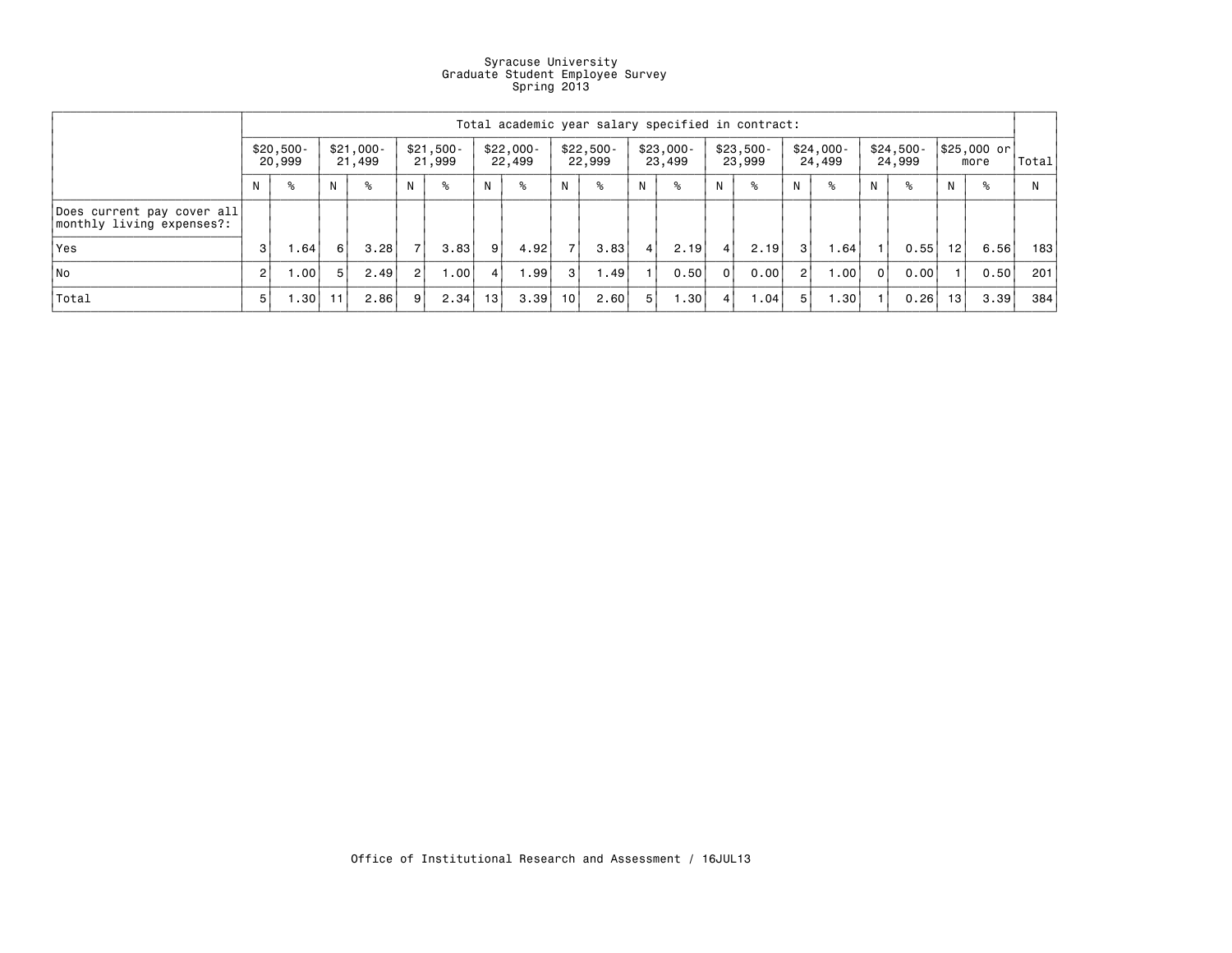Syracuse University
Graduate Student Employee Survey
Spring 2013

| | Total academic year salary specified in contract: | | | | | | | | | | | | | | | | | | | | Total |
|---|---|---|---|---|---|---|---|---|---|---|---|---|---|---|---|---|---|---|---|---|---|
| | $20,500-20,999 | | $21,000-21,499 | | $21,500-21,999 | | $22,000-22,499 | | $22,500-22,999 | | $23,000-23,499 | | $23,500-23,999 | | $24,000-24,499 | | $24,500-24,999 | | $25,000 or more | | |
| | N | % | N | % | N | % | N | % | N | % | N | % | N | % | N | % | N | % | N | % | N |
| Does current pay cover all monthly living expenses?: | | | | | | | | | | | | | | | | | | | | | |
| Yes | 3 | 1.64 | 6 | 3.28 | 7 | 3.83 | 9 | 4.92 | 7 | 3.83 | 4 | 2.19 | 4 | 2.19 | 3 | 1.64 | 1 | 0.55 | 12 | 6.56 | 183 |
| No | 2 | 1.00 | 5 | 2.49 | 2 | 1.00 | 4 | 1.99 | 3 | 1.49 | 1 | 0.50 | 0 | 0.00 | 2 | 1.00 | 0 | 0.00 | 1 | 0.50 | 201 |
| Total | 5 | 1.30 | 11 | 2.86 | 9 | 2.34 | 13 | 3.39 | 10 | 2.60 | 5 | 1.30 | 4 | 1.04 | 5 | 1.30 | 1 | 0.26 | 13 | 3.39 | 384 |

Office of Institutional Research and Assessment / 16JUL13